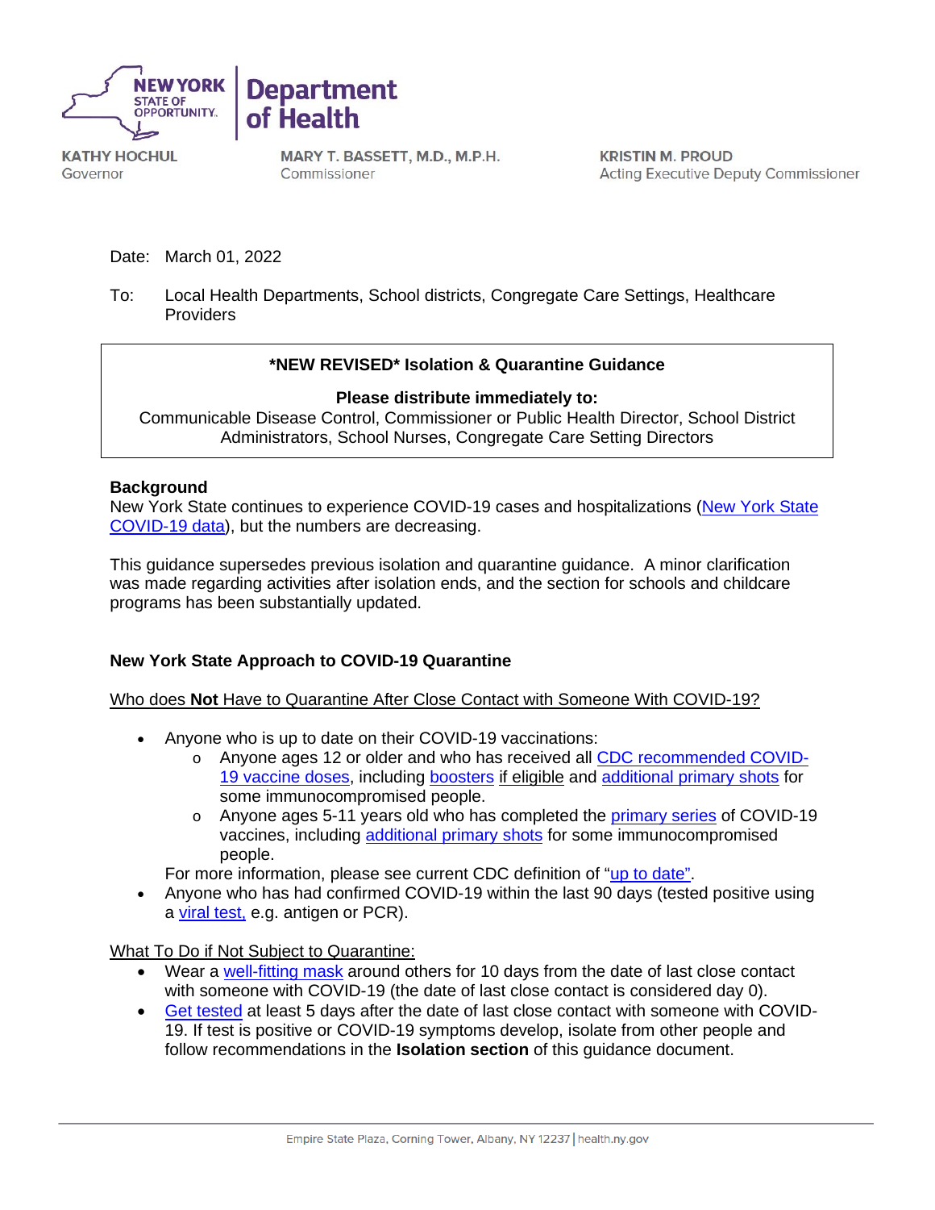NEW YORK STATE OF OPPORTUNITY. | Department of Health

KATHY HOCHUL
Governor

MARY T. BASSETT, M.D., M.P.H.
Commissioner

KRISTIN M. PROUD
Acting Executive Deputy Commissioner

Date: March 01, 2022

To: Local Health Departments, School districts, Congregate Care Settings, Healthcare Providers

**\*NEW REVISED\* Isolation & Quarantine Guidance**

**Please distribute immediately to:**
Communicable Disease Control, Commissioner or Public Health Director, School District Administrators, School Nurses, Congregate Care Setting Directors

**Background**

New York State continues to experience COVID-19 cases and hospitalizations (New York State COVID-19 data), but the numbers are decreasing.

This guidance supersedes previous isolation and quarantine guidance. A minor clarification was made regarding activities after isolation ends, and the section for schools and childcare programs has been substantially updated.

**New York State Approach to COVID-19 Quarantine**

Who does **Not** Have to Quarantine After Close Contact with Someone With COVID-19?

- Anyone who is up to date on their COVID-19 vaccinations:
  - Anyone ages 12 or older and who has received all CDC recommended COVID-19 vaccine doses, including boosters if eligible and additional primary shots for some immunocompromised people.
  - Anyone ages 5-11 years old who has completed the primary series of COVID-19 vaccines, including additional primary shots for some immunocompromised people.

  For more information, please see current CDC definition of "up to date".
- Anyone who has had confirmed COVID-19 within the last 90 days (tested positive using a viral test, e.g. antigen or PCR).

What To Do if Not Subject to Quarantine:

- Wear a well-fitting mask around others for 10 days from the date of last close contact with someone with COVID-19 (the date of last close contact is considered day 0).
- Get tested at least 5 days after the date of last close contact with someone with COVID-19. If test is positive or COVID-19 symptoms develop, isolate from other people and follow recommendations in the **Isolation section** of this guidance document.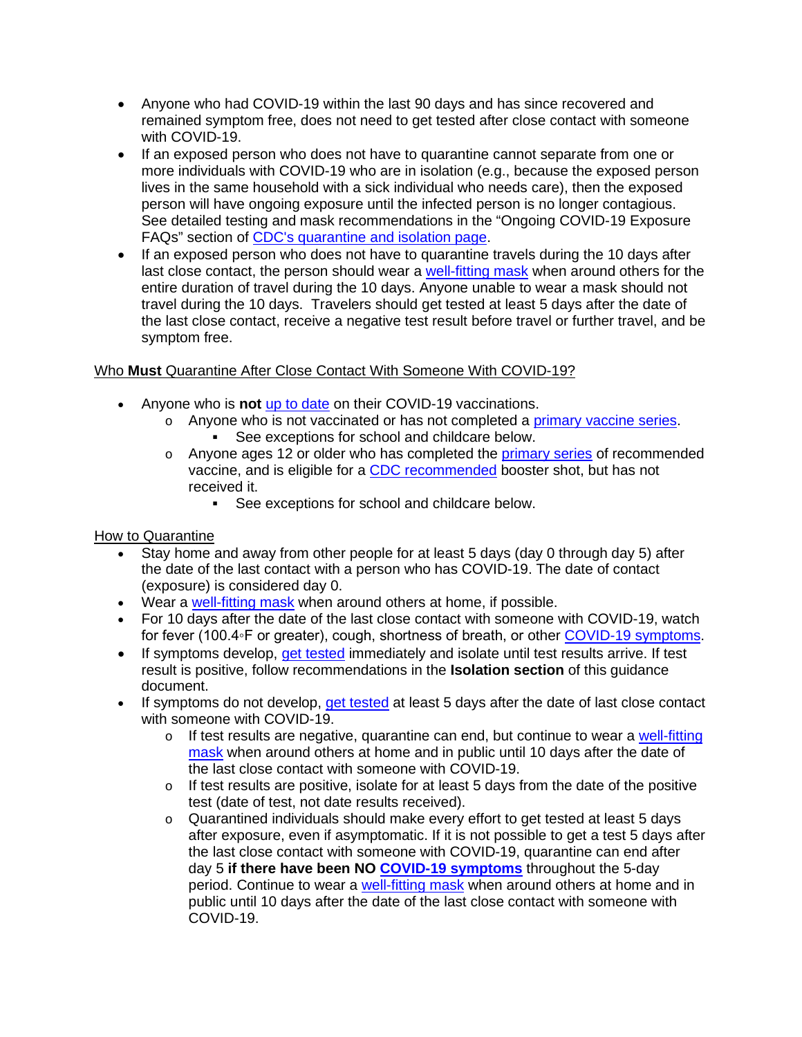- Anyone who had COVID-19 within the last 90 days and has since recovered and remained symptom free, does not need to get tested after close contact with someone with COVID-19.
- If an exposed person who does not have to quarantine cannot separate from one or more individuals with COVID-19 who are in isolation (e.g., because the exposed person lives in the same household with a sick individual who needs care), then the exposed person will have ongoing exposure until the infected person is no longer contagious. See detailed testing and mask recommendations in the "Ongoing COVID-19 Exposure FAQs" section of CDC's quarantine and isolation page.
- If an exposed person who does not have to quarantine travels during the 10 days after last close contact, the person should wear a well-fitting mask when around others for the entire duration of travel during the 10 days. Anyone unable to wear a mask should not travel during the 10 days. Travelers should get tested at least 5 days after the date of the last close contact, receive a negative test result before travel or further travel, and be symptom free.

Who **Must** Quarantine After Close Contact With Someone With COVID-19?

- Anyone who is **not** up to date on their COVID-19 vaccinations.
  - Anyone who is not vaccinated or has not completed a primary vaccine series.
    - See exceptions for school and childcare below.
  - Anyone ages 12 or older who has completed the primary series of recommended vaccine, and is eligible for a CDC recommended booster shot, but has not received it.
    - See exceptions for school and childcare below.

How to Quarantine

- Stay home and away from other people for at least 5 days (day 0 through day 5) after the date of the last contact with a person who has COVID-19. The date of contact (exposure) is considered day 0.
- Wear a well-fitting mask when around others at home, if possible.
- For 10 days after the date of the last close contact with someone with COVID-19, watch for fever (100.4◦F or greater), cough, shortness of breath, or other COVID-19 symptoms.
- If symptoms develop, get tested immediately and isolate until test results arrive. If test result is positive, follow recommendations in the **Isolation section** of this guidance document.
- If symptoms do not develop, get tested at least 5 days after the date of last close contact with someone with COVID-19.
  - If test results are negative, quarantine can end, but continue to wear a well-fitting mask when around others at home and in public until 10 days after the date of the last close contact with someone with COVID-19.
  - If test results are positive, isolate for at least 5 days from the date of the positive test (date of test, not date results received).
  - Quarantined individuals should make every effort to get tested at least 5 days after exposure, even if asymptomatic. If it is not possible to get a test 5 days after the last close contact with someone with COVID-19, quarantine can end after day 5 **if there have been NO COVID-19 symptoms** throughout the 5-day period. Continue to wear a well-fitting mask when around others at home and in public until 10 days after the date of the last close contact with someone with COVID-19.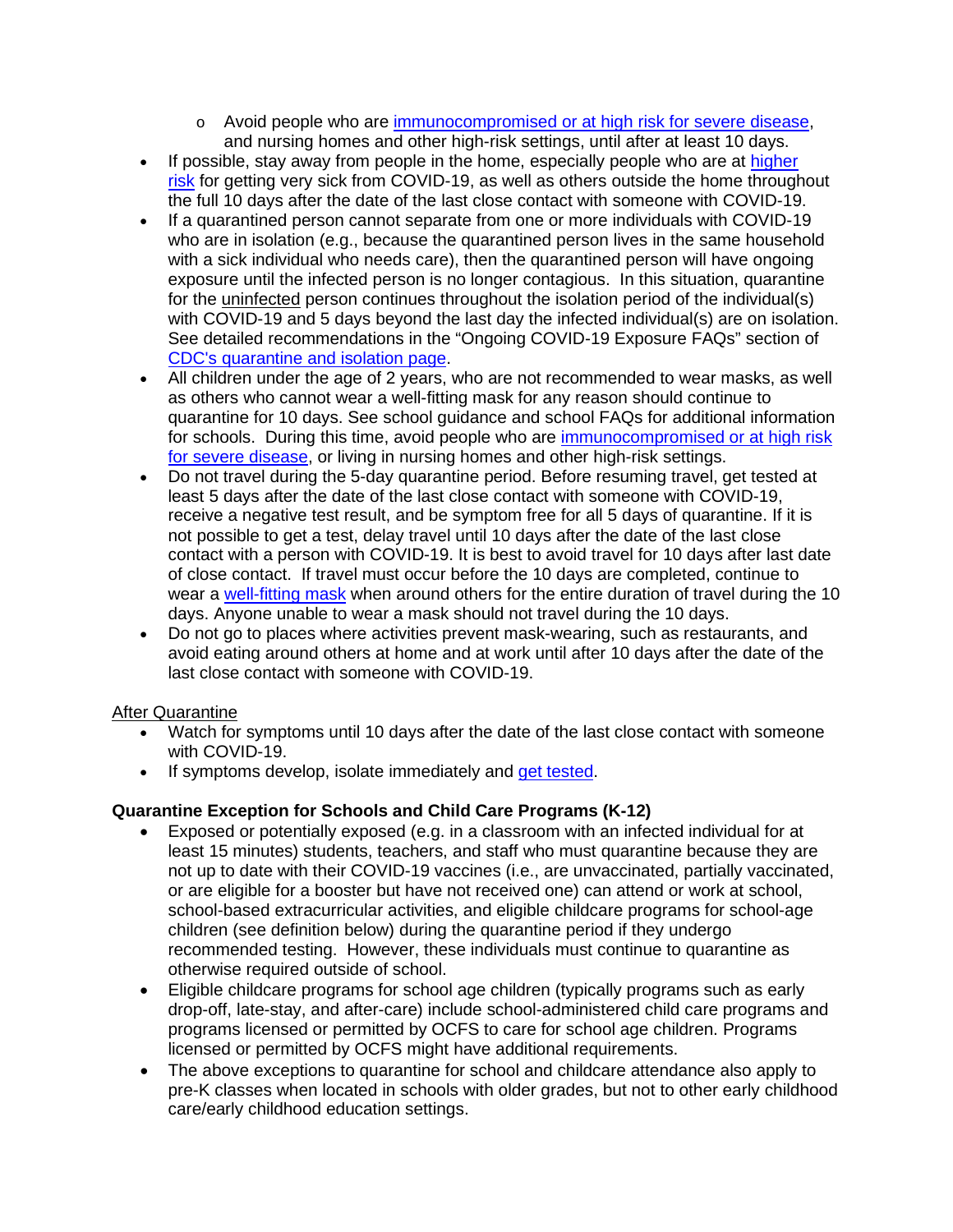- Avoid people who are immunocompromised or at high risk for severe disease, and nursing homes and other high-risk settings, until after at least 10 days.
- If possible, stay away from people in the home, especially people who are at higher risk for getting very sick from COVID-19, as well as others outside the home throughout the full 10 days after the date of the last close contact with someone with COVID-19.
- If a quarantined person cannot separate from one or more individuals with COVID-19 who are in isolation (e.g., because the quarantined person lives in the same household with a sick individual who needs care), then the quarantined person will have ongoing exposure until the infected person is no longer contagious. In this situation, quarantine for the uninfected person continues throughout the isolation period of the individual(s) with COVID-19 and 5 days beyond the last day the infected individual(s) are on isolation. See detailed recommendations in the "Ongoing COVID-19 Exposure FAQs" section of CDC's quarantine and isolation page.
- All children under the age of 2 years, who are not recommended to wear masks, as well as others who cannot wear a well-fitting mask for any reason should continue to quarantine for 10 days. See school guidance and school FAQs for additional information for schools. During this time, avoid people who are immunocompromised or at high risk for severe disease, or living in nursing homes and other high-risk settings.
- Do not travel during the 5-day quarantine period. Before resuming travel, get tested at least 5 days after the date of the last close contact with someone with COVID-19, receive a negative test result, and be symptom free for all 5 days of quarantine. If it is not possible to get a test, delay travel until 10 days after the date of the last close contact with a person with COVID-19. It is best to avoid travel for 10 days after last date of close contact. If travel must occur before the 10 days are completed, continue to wear a well-fitting mask when around others for the entire duration of travel during the 10 days. Anyone unable to wear a mask should not travel during the 10 days.
- Do not go to places where activities prevent mask-wearing, such as restaurants, and avoid eating around others at home and at work until after 10 days after the date of the last close contact with someone with COVID-19.

After Quarantine

- Watch for symptoms until 10 days after the date of the last close contact with someone with COVID-19.
- If symptoms develop, isolate immediately and get tested.

**Quarantine Exception for Schools and Child Care Programs (K-12)**

- Exposed or potentially exposed (e.g. in a classroom with an infected individual for at least 15 minutes) students, teachers, and staff who must quarantine because they are not up to date with their COVID-19 vaccines (i.e., are unvaccinated, partially vaccinated, or are eligible for a booster but have not received one) can attend or work at school, school-based extracurricular activities, and eligible childcare programs for school-age children (see definition below) during the quarantine period if they undergo recommended testing. However, these individuals must continue to quarantine as otherwise required outside of school.
- Eligible childcare programs for school age children (typically programs such as early drop-off, late-stay, and after-care) include school-administered child care programs and programs licensed or permitted by OCFS to care for school age children. Programs licensed or permitted by OCFS might have additional requirements.
- The above exceptions to quarantine for school and childcare attendance also apply to pre-K classes when located in schools with older grades, but not to other early childhood care/early childhood education settings.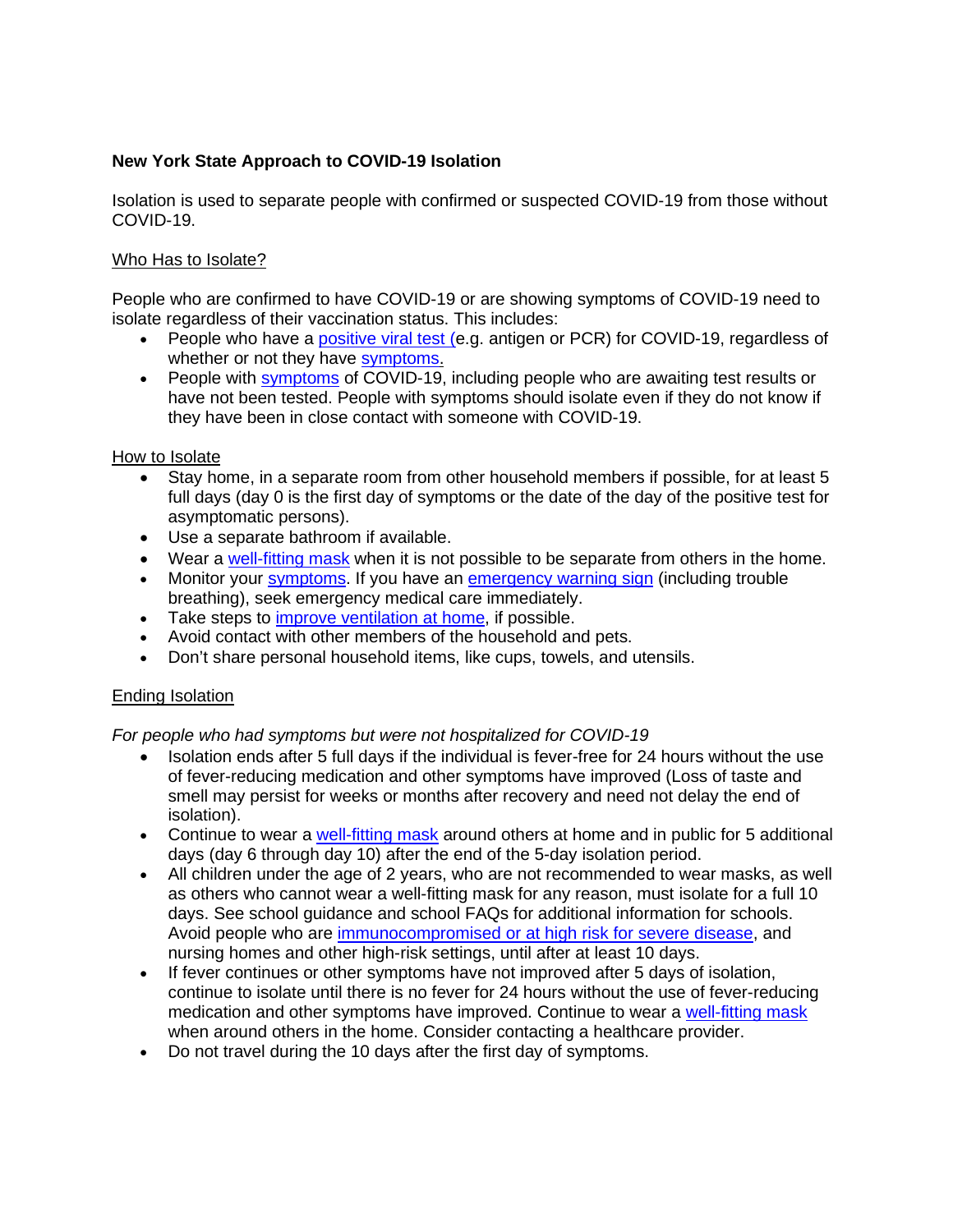**New York State Approach to COVID-19 Isolation**

Isolation is used to separate people with confirmed or suspected COVID-19 from those without COVID-19.

Who Has to Isolate?

People who are confirmed to have COVID-19 or are showing symptoms of COVID-19 need to isolate regardless of their vaccination status. This includes:

- People who have a positive viral test (e.g. antigen or PCR) for COVID-19, regardless of whether or not they have symptoms.
- People with symptoms of COVID-19, including people who are awaiting test results or have not been tested. People with symptoms should isolate even if they do not know if they have been in close contact with someone with COVID-19.

How to Isolate

- Stay home, in a separate room from other household members if possible, for at least 5 full days (day 0 is the first day of symptoms or the date of the day of the positive test for asymptomatic persons).
- Use a separate bathroom if available.
- Wear a well-fitting mask when it is not possible to be separate from others in the home.
- Monitor your symptoms. If you have an emergency warning sign (including trouble breathing), seek emergency medical care immediately.
- Take steps to improve ventilation at home, if possible.
- Avoid contact with other members of the household and pets.
- Don't share personal household items, like cups, towels, and utensils.

Ending Isolation

*For people who had symptoms but were not hospitalized for COVID-19*

- Isolation ends after 5 full days if the individual is fever-free for 24 hours without the use of fever-reducing medication and other symptoms have improved (Loss of taste and smell may persist for weeks or months after recovery and need not delay the end of isolation).
- Continue to wear a well-fitting mask around others at home and in public for 5 additional days (day 6 through day 10) after the end of the 5-day isolation period.
- All children under the age of 2 years, who are not recommended to wear masks, as well as others who cannot wear a well-fitting mask for any reason, must isolate for a full 10 days. See school guidance and school FAQs for additional information for schools. Avoid people who are immunocompromised or at high risk for severe disease, and nursing homes and other high-risk settings, until after at least 10 days.
- If fever continues or other symptoms have not improved after 5 days of isolation, continue to isolate until there is no fever for 24 hours without the use of fever-reducing medication and other symptoms have improved. Continue to wear a well-fitting mask when around others in the home. Consider contacting a healthcare provider.
- Do not travel during the 10 days after the first day of symptoms.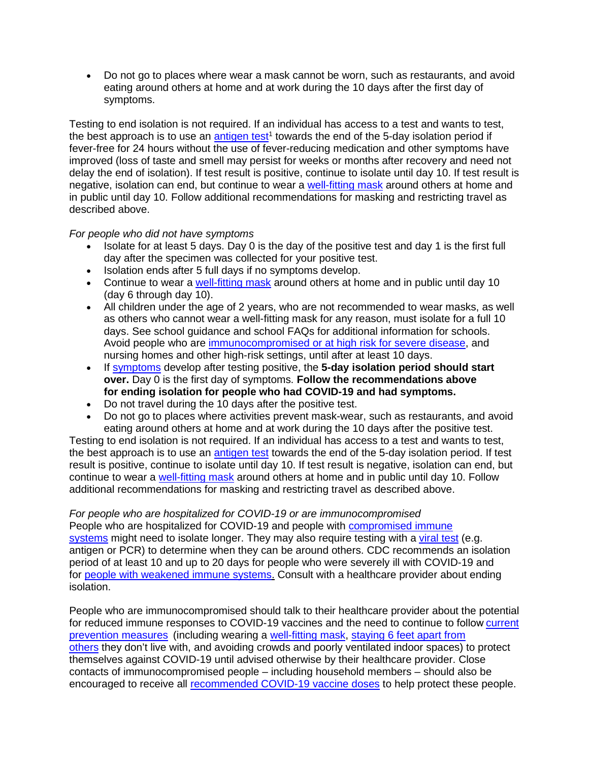- Do not go to places where wear a mask cannot be worn, such as restaurants, and avoid eating around others at home and at work during the 10 days after the first day of symptoms.

Testing to end isolation is not required. If an individual has access to a test and wants to test, the best approach is to use an antigen test[1] towards the end of the 5-day isolation period if fever-free for 24 hours without the use of fever-reducing medication and other symptoms have improved (loss of taste and smell may persist for weeks or months after recovery and need not delay the end of isolation). If test result is positive, continue to isolate until day 10. If test result is negative, isolation can end, but continue to wear a well-fitting mask around others at home and in public until day 10. Follow additional recommendations for masking and restricting travel as described above.

*For people who did not have symptoms*

- Isolate for at least 5 days. Day 0 is the day of the positive test and day 1 is the first full day after the specimen was collected for your positive test.
- Isolation ends after 5 full days if no symptoms develop.
- Continue to wear a well-fitting mask around others at home and in public until day 10 (day 6 through day 10).
- All children under the age of 2 years, who are not recommended to wear masks, as well as others who cannot wear a well-fitting mask for any reason, must isolate for a full 10 days. See school guidance and school FAQs for additional information for schools. Avoid people who are immunocompromised or at high risk for severe disease, and nursing homes and other high-risk settings, until after at least 10 days.
- If symptoms develop after testing positive, the **5-day isolation period should start over.** Day 0 is the first day of symptoms. **Follow the recommendations above for ending isolation for people who had COVID-19 and had symptoms.**
- Do not travel during the 10 days after the positive test.
- Do not go to places where activities prevent mask-wear, such as restaurants, and avoid eating around others at home and at work during the 10 days after the positive test.

Testing to end isolation is not required. If an individual has access to a test and wants to test, the best approach is to use an antigen test towards the end of the 5-day isolation period. If test result is positive, continue to isolate until day 10. If test result is negative, isolation can end, but continue to wear a well-fitting mask around others at home and in public until day 10. Follow additional recommendations for masking and restricting travel as described above.

*For people who are hospitalized for COVID-19 or are immunocompromised*

People who are hospitalized for COVID-19 and people with compromised immune systems might need to isolate longer. They may also require testing with a viral test (e.g. antigen or PCR) to determine when they can be around others. CDC recommends an isolation period of at least 10 and up to 20 days for people who were severely ill with COVID-19 and for people with weakened immune systems. Consult with a healthcare provider about ending isolation.

People who are immunocompromised should talk to their healthcare provider about the potential for reduced immune responses to COVID-19 vaccines and the need to continue to follow current prevention measures (including wearing a well-fitting mask, staying 6 feet apart from others they don't live with, and avoiding crowds and poorly ventilated indoor spaces) to protect themselves against COVID-19 until advised otherwise by their healthcare provider. Close contacts of immunocompromised people – including household members – should also be encouraged to receive all recommended COVID-19 vaccine doses to help protect these people.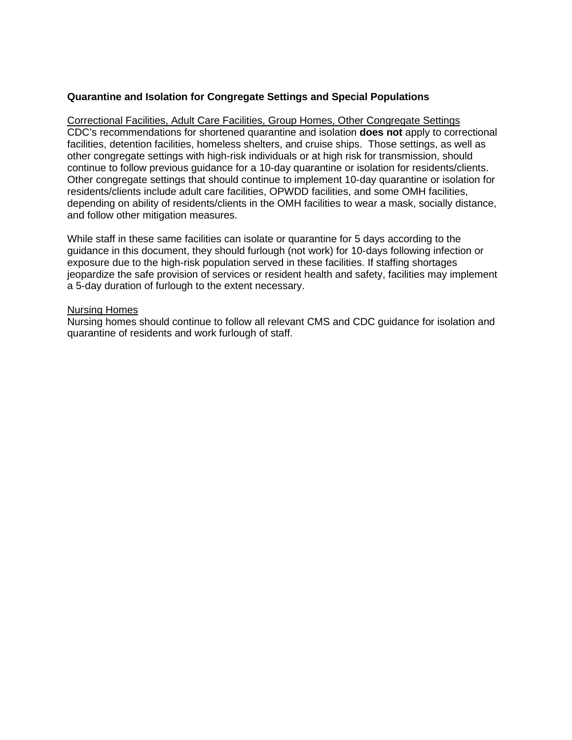**Quarantine and Isolation for Congregate Settings and Special Populations**

Correctional Facilities, Adult Care Facilities, Group Homes, Other Congregate Settings
CDC's recommendations for shortened quarantine and isolation **does not** apply to correctional facilities, detention facilities, homeless shelters, and cruise ships. Those settings, as well as other congregate settings with high-risk individuals or at high risk for transmission, should continue to follow previous guidance for a 10-day quarantine or isolation for residents/clients. Other congregate settings that should continue to implement 10-day quarantine or isolation for residents/clients include adult care facilities, OPWDD facilities, and some OMH facilities, depending on ability of residents/clients in the OMH facilities to wear a mask, socially distance, and follow other mitigation measures.

While staff in these same facilities can isolate or quarantine for 5 days according to the guidance in this document, they should furlough (not work) for 10-days following infection or exposure due to the high-risk population served in these facilities. If staffing shortages jeopardize the safe provision of services or resident health and safety, facilities may implement a 5-day duration of furlough to the extent necessary.

Nursing Homes
Nursing homes should continue to follow all relevant CMS and CDC guidance for isolation and quarantine of residents and work furlough of staff.